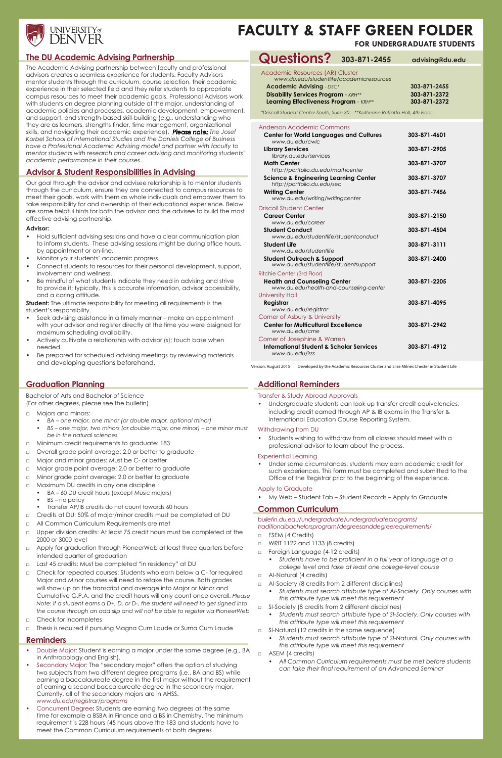# FACULTY & STAFF GREEN FOLDER

## FOR UNDERGRADUATE STUDENTS

UNIVERSITY of DENVER

## The DU Academic Advising Partnership

The Academic Advising partnership between faculty and professional advisors creates a seamless experience for students. Faculty Advisors mentor students through the curriculum, course selection, their academic experience in their selected field and they refer students to appropriate campus resources to meet their academic goals. Professional Advisors work with students on degree planning outside of the major, understanding of academic policies and processes, academic development, empowerment, and support, and strength-based skill-building (e.g., understanding who they are as learners, strengths finder, time management, organizational skills, and navigating their academic experience). ***Please note:*** *The Josef Korbel School of International Studies and the Daniels College of Business have a Professional Academic Advising model and partner with faculty to mentor students with research and career advising and monitoring students' academic performance in their courses.*

## Advisor & Student Responsibilities in Advising

Our goal through the advisor and advisee relationship is to mentor students through the curriculum, ensure they are connected to campus resources to meet their goals, work with them as whole individuals and empower them to take responsibility for and ownership of their educational experience. Below are some helpful hints for both the advisor and the advisee to build the most effective advising partnership.

**Advisor:**

- Hold sufficient advising sessions and have a clear communication plan to inform students. These advising sessions might be during office hours, by appointment or on-line.
- Monitor your students' academic progress.
- Connect students to resources for their personal development, support, involvement and wellness.
- Be mindful of what students indicate they need in advising and strive to provide it; typically, this is accurate information, advisor accessibility, and a caring attitude.

**Student:** The ultimate responsibility for meeting all requirements is the student's responsibility.

- Seek advising assistance in a timely manner – make an appointment with your advisor and register directly at the time you were assigned for maximum scheduling availability.
- Actively cultivate a relationship with advisor (s); touch base when needed.
- Be prepared for scheduled advising meetings by reviewing materials and developing questions beforehand.

## Graduation Planning

Bachelor of Arts and Bachelor of Science
(For other degrees, please see the bulletin)

- Majors and minors:
  - *BA – one major, one minor (or double major, optional minor)*
  - *BS – one major, two minors (or double major, one minor) – one minor must be in the natural sciences*
- Minimum credit requirements to graduate: 183
- Overall grade point average: 2.0 or better to graduate
- Major and minor grades: Must be C- or better
- Major grade point average: 2.0 or better to graduate
- Minor grade point average: 2.0 or better to graduate
- Maximum DU credits in any one discipline :
  - BA – 60 DU credit hours (except Music majors)
  - BS – no policy
  - Transfer AP/IB credits do not count towards 60 hours
- Credits at DU: 50% of major/minor credits must be completed at DU
- All Common Curriculum Requirements are met
- Upper division credits: At least 75 credit hours must be completed at the 2000 or 3000 level
- Apply for graduation through PioneerWeb at least three quarters before intended quarter of graduation
- Last 45 credits: Must be completed "in residency" at DU
- Check for repeated courses: Students who earn below a C- for required Major and Minor courses will need to retake the course. Both grades will show up on the transcript and average into Major or Minor and Cumulative G.P.A. and the credit hours will only count once overall. *Please Note: If a student earns a D+, D, or D-, the student will need to get signed into the course through an add slip and will not be able to register via PioneerWeb*
- Check for incompletes
- Thesis is required if pursuing Magna Cum Laude or Suma Cum Laude

## Reminders

- Double Major: Student is earning a major under the same degree (e.g., BA in Anthropology and English).
- Secondary Major: The "secondary major" offers the option of studying two subjects from two different degree programs (i.e., BA and BS) while earning a baccalaureate degree in the first major without the requirement of earning a second baccalaureate degree in the secondary major. Currently, all of the secondary majors are in AHSS. *www.du.edu/registrar/programs*
- Concurrent Degree**:** Students are earning two degrees at the same time for example a BSBA in Finance and a BS in Chemistry. The minimum requirement is 228 hours (45 hours above the 183 and students have to meet the Common Curriculum requirements of both degrees

# Questions? 303-871-2455 advising@du.edu

Academic Resources (AR) Cluster
*www.du.edu/studentlife/academicresources*

| | |
|---|---|
| **Academic Advising** - *DSC\** | **303-871-2455** |
| **Disability Services Program** - *KRH\*\** | **303-871-2372** |
| **Learning Effectiveness Program** - *KRH\*\** | **303-871-2372** |

*\*Driscoll Student Center South, Suite 30 \*\*Katherine Ruffatto Hall, 4th Floor*

Anderson Academic Commons

| | |
|---|---|
| **Center for World Languages and Cultures** *www.du.edu/cwlc* | **303-871-4601** |
| **Library Services** *library.du.edu/services* | **303-871-2905** |
| **Math Center** *http://portfolio.du.edu/mathcenter* | **303-871-3707** |
| **Science & Engineering Learning Center** *http://portfolio.du.edu/sec* | **303-871-3707** |
| **Writing Center** *www.du.edu/writing/writingcenter* | **303-871-7456** |

Driscoll Student Center

| | |
|---|---|
| **Career Center** *www.du.edu/career* | **303-871-2150** |
| **Student Conduct** *www.du.edu/studentlife/studentconduct* | **303-871-4504** |
| **Student Life** *www.du.edu/studentlife* | **303-871-3111** |
| **Student Outreach & Support** *www.du.edu/studentlife/studentsupport* | **303-871-2400** |

Ritchie Center (3rd Floor)

| | |
|---|---|
| **Health and Counseling Center** *www.du.edu/health-and-counseling-center* | **303-871-2205** |

University Hall

| | |
|---|---|
| **Registrar** *www.du.edu/registrar* | **303-871-4095** |

Corner of Asbury & University

| | |
|---|---|
| **Center for Multicultural Excellence** *www.du.edu/cme* | **303-871-2942** |

Corner of Josephine & Warren

| | |
|---|---|
| **International Student & Scholar Services** *www.du.edu/isss* | **303-871-4912** |

Version: August 2015 Developed by the Academic Resources Cluster and Elise Milnes Chester in Student Life

## Additional Reminders

Transfer & Study Abroad Approvals

- Undergraduate students can look up transfer credit equivalencies, including credit earned through AP & IB exams in the Transfer & International Education Course Reporting System.

Withdrawing from DU

- Students wishing to withdraw from all classes should meet with a professional advisor to learn about the process.

Experiential Learning

- Under some circumstances, students may earn academic credit for such experiences. This form must be completed and submitted to the Office of the Registrar prior to the beginning of the experience.

Apply to Graduate

- My Web – Student Tab – Student Records – Apply to Graduate

## Common Curriculum

*bulletin.du.edu/undergraduate/undergraduateprograms/traditionalbachelorsprogram/degreesanddegreerequirements/*

- FSEM (4 Credits)
- WRIT 1122 and 1133 (8 credits)
- Foreign Language (4-12 credits)
  - *Students have to be proficient in a full year of language at a college level and take at least one college-level course*
- AI-Natural (4 credits)
- AI-Society (8 credits from 2 different disciplines)
  - *Students must search attribute type of AI-Society. Only courses with this attribute type will meet this requirement*
- SI-Society (8 credits from 2 different disciplines)
  - *Students must search attribute type of SI-Society. Only courses with this attribute type will meet this requirement*
- SI-Natural (12 credits in the same sequence)
  - *Students must search attribute type of SI-Natural. Only courses with this attribute type will meet this requirement*
- ASEM (4 credits)
  - *All Common Curriculum requirements must be met before students can take their final requirement of an Advanced Seminar*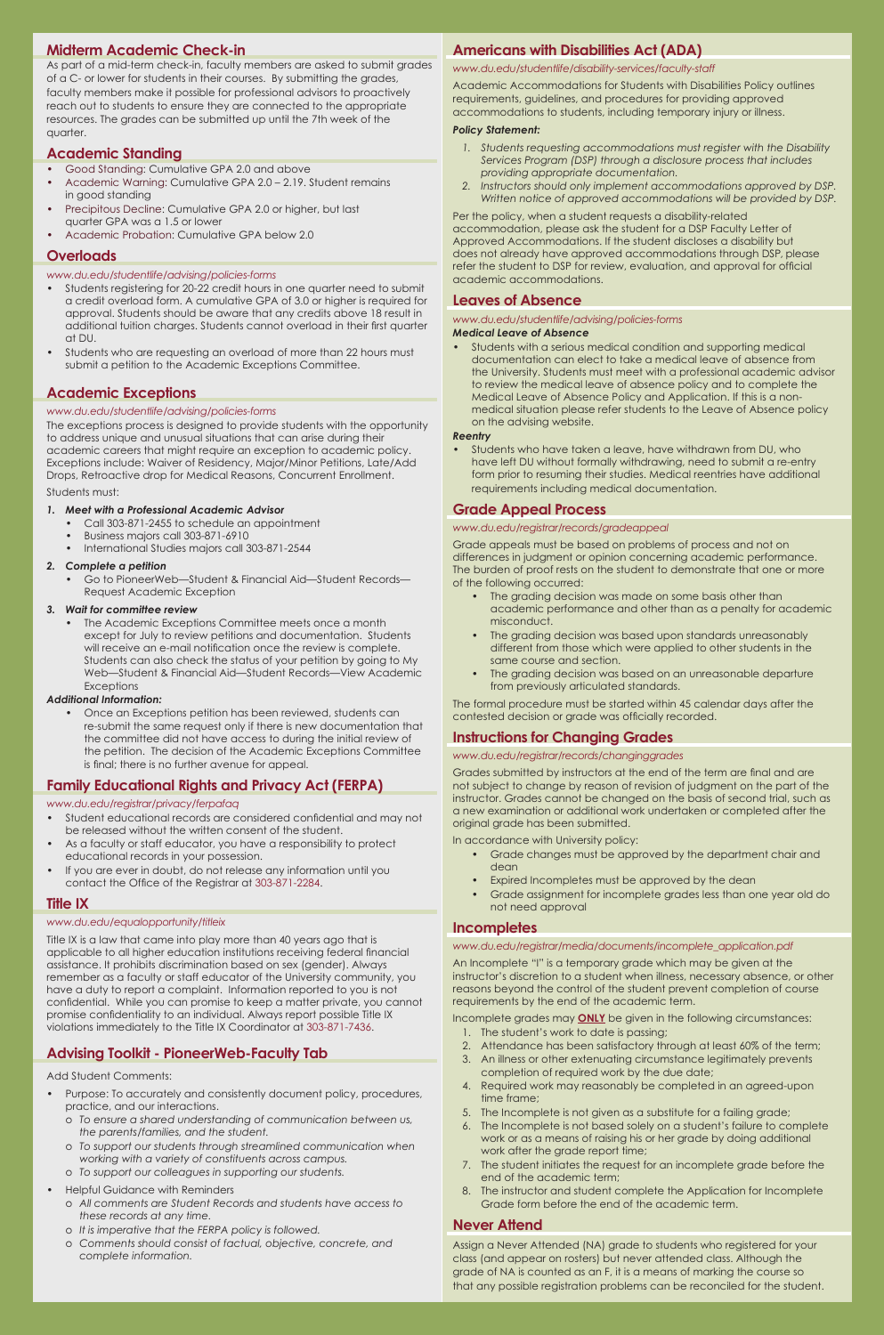## Midterm Academic Check-in

As part of a mid-term check-in, faculty members are asked to submit grades of a C- or lower for students in their courses. By submitting the grades, faculty members make it possible for professional advisors to proactively reach out to students to ensure they are connected to the appropriate resources. The grades can be submitted up until the 7th week of the quarter.

## Academic Standing

- Good Standing: Cumulative GPA 2.0 and above
- Academic Warning: Cumulative GPA 2.0 – 2.19. Student remains in good standing
- Precipitous Decline: Cumulative GPA 2.0 or higher, but last quarter GPA was a 1.5 or lower
- Academic Probation: Cumulative GPA below 2.0

## Overloads

*www.du.edu/studentlife/advising/policies-forms*

- Students registering for 20-22 credit hours in one quarter need to submit a credit overload form. A cumulative GPA of 3.0 or higher is required for approval. Students should be aware that any credits above 18 result in additional tuition charges. Students cannot overload in their first quarter at DU.
- Students who are requesting an overload of more than 22 hours must submit a petition to the Academic Exceptions Committee.

## Academic Exceptions

*www.du.edu/studentlife/advising/policies-forms*

The exceptions process is designed to provide students with the opportunity to address unique and unusual situations that can arise during their academic careers that might require an exception to academic policy. Exceptions include: Waiver of Residency, Major/Minor Petitions, Late/Add Drops, Retroactive drop for Medical Reasons, Concurrent Enrollment.

Students must:

1. ***Meet with a Professional Academic Advisor***
   - Call 303-871-2455 to schedule an appointment
   - Business majors call 303-871-6910
   - International Studies majors call 303-871-2544
2. ***Complete a petition***
   - Go to PioneerWeb—Student & Financial Aid—Student Records—Request Academic Exception
3. ***Wait for committee review***
   - The Academic Exceptions Committee meets once a month except for July to review petitions and documentation. Students will receive an e-mail notification once the review is complete. Students can also check the status of your petition by going to My Web—Student & Financial Aid—Student Records—View Academic Exceptions

***Additional Information:***

- Once an Exceptions petition has been reviewed, students can re-submit the same request only if there is new documentation that the committee did not have access to during the initial review of the petition. The decision of the Academic Exceptions Committee is final; there is no further avenue for appeal.

## Family Educational Rights and Privacy Act (FERPA)

*www.du.edu/registrar/privacy/ferpafaq*

- Student educational records are considered confidential and may not be released without the written consent of the student.
- As a faculty or staff educator, you have a responsibility to protect educational records in your possession.
- If you are ever in doubt, do not release any information until you contact the Office of the Registrar at 303-871-2284.

## Title IX

*www.du.edu/equalopportunity/titleix*

Title IX is a law that came into play more than 40 years ago that is applicable to all higher education institutions receiving federal financial assistance. It prohibits discrimination based on sex (gender). Always remember as a faculty or staff educator of the University community, you have a duty to report a complaint. Information reported to you is not confidential. While you can promise to keep a matter private, you cannot promise confidentiality to an individual. Always report possible Title IX violations immediately to the Title IX Coordinator at 303-871-7436.

## Advising Toolkit - PioneerWeb-Faculty Tab

Add Student Comments:

- Purpose: To accurately and consistently document policy, procedures, practice, and our interactions.
  - *To ensure a shared understanding of communication between us, the parents/families, and the student.*
  - *To support our students through streamlined communication when working with a variety of constituents across campus.*
  - *To support our colleagues in supporting our students.*
- Helpful Guidance with Reminders
  - *All comments are Student Records and students have access to these records at any time.*
  - *It is imperative that the FERPA policy is followed.*
  - *Comments should consist of factual, objective, concrete, and complete information.*

## Americans with Disabilities Act (ADA)

*www.du.edu/studentlife/disability-services/faculty-staff*

Academic Accommodations for Students with Disabilities Policy outlines requirements, guidelines, and procedures for providing approved accommodations to students, including temporary injury or illness.

***Policy Statement:***

1. *Students requesting accommodations must register with the Disability Services Program (DSP) through a disclosure process that includes providing appropriate documentation.*
2. *Instructors should only implement accommodations approved by DSP. Written notice of approved accommodations will be provided by DSP.*

Per the policy, when a student requests a disability-related accommodation, please ask the student for a DSP Faculty Letter of Approved Accommodations. If the student discloses a disability but does not already have approved accommodations through DSP, please refer the student to DSP for review, evaluation, and approval for official academic accommodations.

## Leaves of Absence

*www.du.edu/studentlife/advising/policies-forms*

***Medical Leave of Absence***

- Students with a serious medical condition and supporting medical documentation can elect to take a medical leave of absence from the University. Students must meet with a professional academic advisor to review the medical leave of absence policy and to complete the Medical Leave of Absence Policy and Application. If this is a non-medical situation please refer students to the Leave of Absence policy on the advising website.

***Reentry***

- Students who have taken a leave, have withdrawn from DU, who have left DU without formally withdrawing, need to submit a re-entry form prior to resuming their studies. Medical reentries have additional requirements including medical documentation.

## Grade Appeal Process

*www.du.edu/registrar/records/gradeappeal*

Grade appeals must be based on problems of process and not on differences in judgment or opinion concerning academic performance. The burden of proof rests on the student to demonstrate that one or more of the following occurred:

- The grading decision was made on some basis other than academic performance and other than as a penalty for academic misconduct.
- The grading decision was based upon standards unreasonably different from those which were applied to other students in the same course and section.
- The grading decision was based on an unreasonable departure from previously articulated standards.

The formal procedure must be started within 45 calendar days after the contested decision or grade was officially recorded.

## Instructions for Changing Grades

*www.du.edu/registrar/records/changinggrades*

Grades submitted by instructors at the end of the term are final and are not subject to change by reason of revision of judgment on the part of the instructor. Grades cannot be changed on the basis of second trial, such as a new examination or additional work undertaken or completed after the original grade has been submitted.

In accordance with University policy:

- Grade changes must be approved by the department chair and dean
- Expired Incompletes must be approved by the dean
- Grade assignment for incomplete grades less than one year old do not need approval

## Incompletes

*www.du.edu/registrar/media/documents/incomplete_application.pdf*

An Incomplete "I" is a temporary grade which may be given at the instructor's discretion to a student when illness, necessary absence, or other reasons beyond the control of the student prevent completion of course requirements by the end of the academic term.

Incomplete grades may **ONLY** be given in the following circumstances:

1. The student's work to date is passing;
2. Attendance has been satisfactory through at least 60% of the term;
3. An illness or other extenuating circumstance legitimately prevents completion of required work by the due date;
4. Required work may reasonably be completed in an agreed-upon time frame;
5. The Incomplete is not given as a substitute for a failing grade;
6. The Incomplete is not based solely on a student's failure to complete work or as a means of raising his or her grade by doing additional work after the grade report time;
7. The student initiates the request for an incomplete grade before the end of the academic term;
8. The instructor and student complete the Application for Incomplete Grade form before the end of the academic term.

## Never Attend

Assign a Never Attended (NA) grade to students who registered for your class (and appear on rosters) but never attended class. Although the grade of NA is counted as an F, it is a means of marking the course so that any possible registration problems can be reconciled for the student.